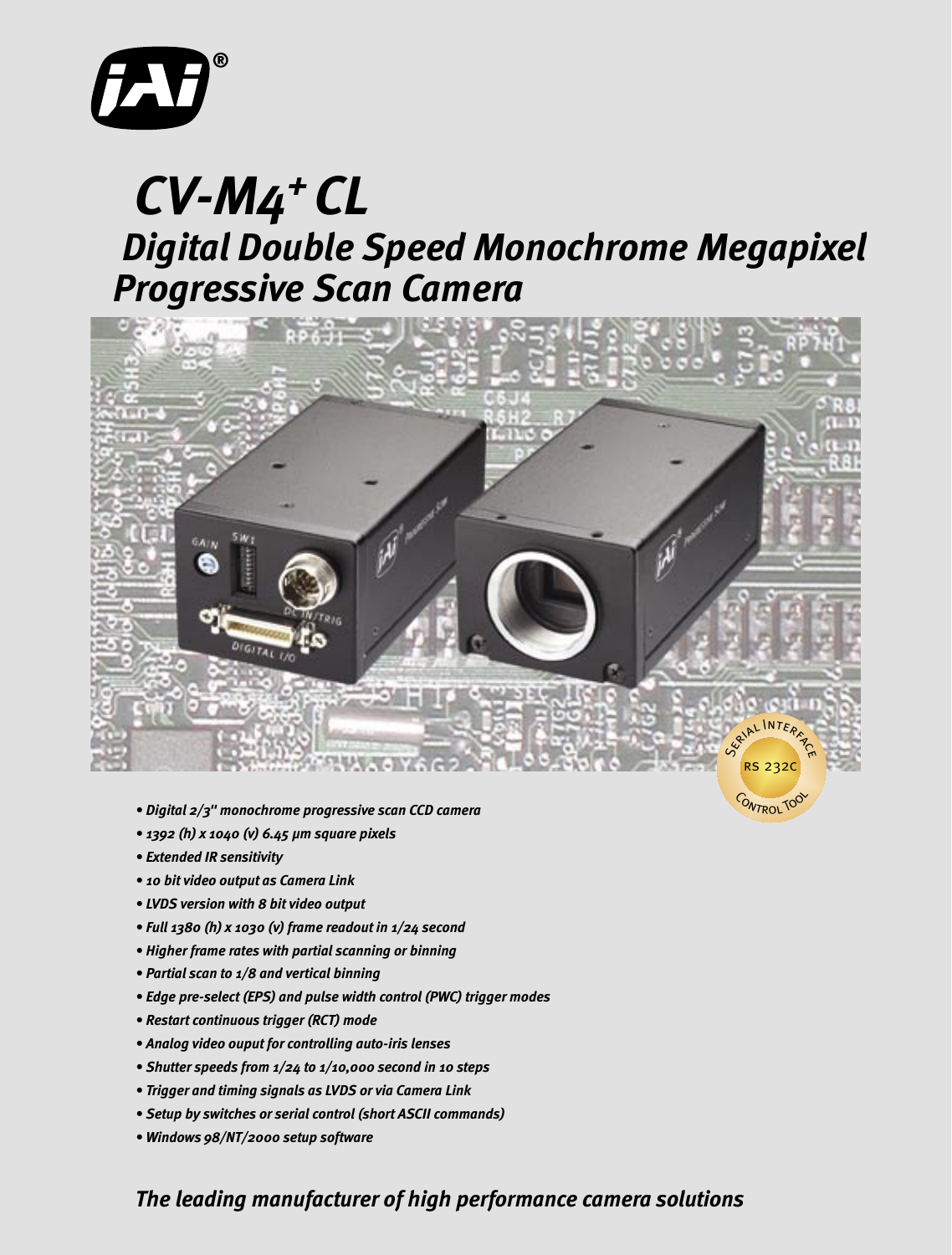# CV-M4$^+$ CL

## Digital Double Speed Monochrome Megapixel Progressive Scan Camera

SERIAL INTERFACE RS 232C CONTROL TOOL

- *Digital 2/3" monochrome progressive scan CCD camera*
- *1392 (h) x 1040 (v) 6.45 µm square pixels*
- *Extended IR sensitivity*
- *10 bit video output as Camera Link*
- *LVDS version with 8 bit video output*
- *Full 1380 (h) x 1030 (v) frame readout in 1/24 second*
- *Higher frame rates with partial scanning or binning*
- *Partial scan to 1/8 and vertical binning*
- *Edge pre-select (EPS) and pulse width control (PWC) trigger modes*
- *Restart continuous trigger (RCT) mode*
- *Analog video ouput for controlling auto-iris lenses*
- *Shutter speeds from 1/24 to 1/10,000 second in 10 steps*
- *Trigger and timing signals as LVDS or via Camera Link*
- *Setup by switches or serial control (short ASCII commands)*
- *Windows 98/NT/2000 setup software*

*The leading manufacturer of high performance camera solutions*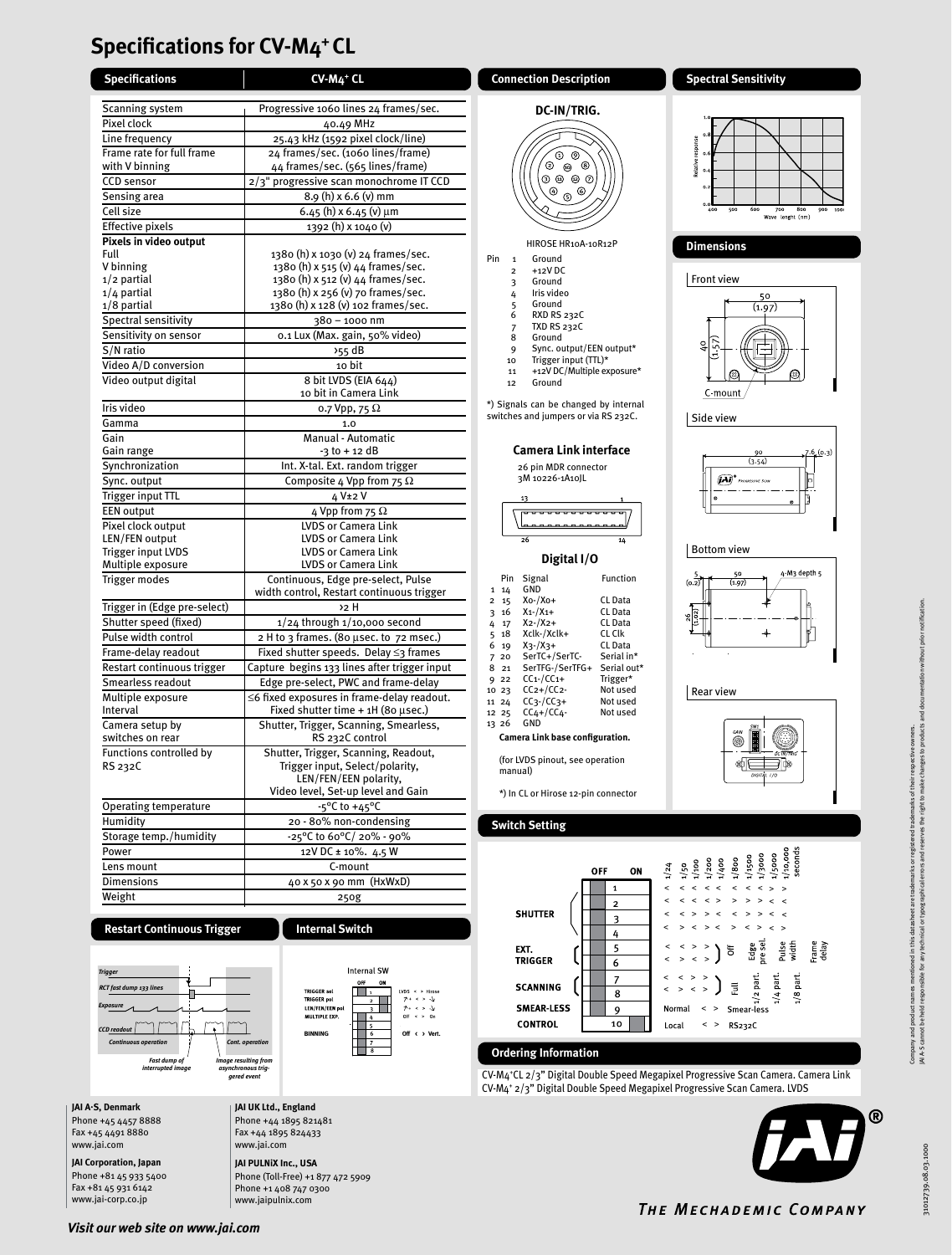# Specifications for CV-M4+ CL

## Specifications

| Specifications | CV-M4+ CL |
|---|---|
| Scanning system | Progressive 1060 lines 24 frames/sec. |
| Pixel clock | 40.49 MHz |
| Line frequency | 25.43 kHz (1592 pixel clock/line) |
| Frame rate for full frame<br>with V binning | 24 frames/sec. (1060 lines/frame)<br>44 frames/sec. (565 lines/frame) |
| CCD sensor | 2/3" progressive scan monochrome IT CCD |
| Sensing area | 8.9 (h) x 6.6 (v) mm |
| Cell size | 6.45 (h) x 6.45 (v) µm |
| Effective pixels | 1392 (h) x 1040 (v) |
| **Pixels in video output**<br>Full<br>V binning<br>1/2 partial<br>1/4 partial<br>1/8 partial | <br>1380 (h) x 1030 (v) 24 frames/sec.<br>1380 (h) x 515 (v) 44 frames/sec.<br>1380 (h) x 512 (v) 44 frames/sec.<br>1380 (h) x 256 (v) 70 frames/sec.<br>1380 (h) x 128 (v) 102 frames/sec. |
| Spectral sensitivity | 380 – 1000 nm |
| Sensitivity on sensor | 0.1 Lux (Max. gain, 50% video) |
| S/N ratio | >55 dB |
| Video A/D conversion | 10 bit |
| Video output digital | 8 bit LVDS (EIA 644)<br>10 bit in Camera Link |
| Iris video | 0.7 Vpp, 75 Ω |
| Gamma | 1.0 |
| Gain<br>Gain range | Manual - Automatic<br>-3 to + 12 dB |
| Synchronization | Int. X-tal. Ext. random trigger |
| Sync. output | Composite 4 Vpp from 75 Ω |
| Trigger input TTL | 4 V±2 V |
| EEN output | 4 Vpp from 75 Ω |
| Pixel clock output<br>LEN/FEN output<br>Trigger input LVDS<br>Multiple exposure | LVDS or Camera Link<br>LVDS or Camera Link<br>LVDS or Camera Link<br>LVDS or Camera Link |
| Trigger modes | Continuous, Edge pre-select, Pulse width control, Restart continuous trigger |
| Trigger in (Edge pre-select) | >2 H |
| Shutter speed (fixed) | 1/24 through 1/10,000 second |
| Pulse width control | 2 H to 3 frames. (80 µsec. to 72 msec.) |
| Frame-delay readout | Fixed shutter speeds. Delay ≤3 frames |
| Restart continuous trigger | Capture begins 133 lines after trigger input |
| Smearless readout | Edge pre-select, PWC and frame-delay |
| Multiple exposure<br>Interval | ≤6 fixed exposures in frame-delay readout.<br>Fixed shutter time + 1H (80 µsec.) |
| Camera setup by<br>switches on rear | Shutter, Trigger, Scanning, Smearless,<br>RS 232C control |
| Functions controlled by<br>RS 232C | Shutter, Trigger, Scanning, Readout,<br>Trigger input, Select/polarity,<br>LEN/FEN/EEN polarity,<br>Video level, Set-up level and Gain |
| Operating temperature | -5°C to +45°C |
| Humidity | 20 - 80% non-condensing |
| Storage temp./humidity | -25°C to 60°C/ 20% - 90% |
| Power | 12V DC ± 10%. 4.5 W |
| Lens mount | C-mount |
| Dimensions | 40 x 50 x 90 mm (HxWxD) |
| Weight | 250g |

## Restart Continuous Trigger

Trigger
RCT fast dump 133 lines
Exposure
CCD readout
Continuous operation
Cont. operation
Fast dump of interrupted image
Image resulting from asynchronous triggered event

## Internal Switch

Internal SW

| | OFF | ON | | |
|---|---|---|---|---|
| TRIGGER sel | | | 1 | LVDS < > Hirose |
| TRIGGER pol | | | 2 | |
| LEN/FEN/EEN pol | | | 3 | |
| MULTIPLE EXP. | | | 4 | Off < > On |
| | | | 5 | |
| BINNING | | | 6 | Off < > Vert. |
| | | | 7 | |
| | | | 8 | |

## Connection Description

### DC-IN/TRIG.

HIROSE HR10A-10R12P

| Pin | |
|---|---|
| 1 | Ground |
| 2 | +12V DC |
| 3 | Ground |
| 4 | Iris video |
| 5 | Ground |
| 6 | RXD RS 232C |
| 7 | TXD RS 232C |
| 8 | Ground |
| 9 | Sync. output/EEN output* |
| 10 | Trigger input (TTL)* |
| 11 | +12V DC/Multiple exposure* |
| 12 | Ground |

*) Signals can be changed by internal switches and jumpers or via RS 232C.

### Camera Link interface

26 pin MDR connector
3M 10226-1A10JL

### Digital I/O

| | Pin | Signal | Function |
|---|---|---|---|
| 1 | 14 | GND | |
| 2 | 15 | X0-/X0+ | CL Data |
| 3 | 16 | X1-/X1+ | CL Data |
| 4 | 17 | X2-/X2+ | CL Data |
| 5 | 18 | Xclk-/Xclk+ | CL Clk |
| 6 | 19 | X3-/X3+ | CL Data |
| 7 | 20 | SerTC+/SerTC- | Serial in* |
| 8 | 21 | SerTFG-/SerTFG+ | Serial out* |
| 9 | 22 | CC1-/CC1+ | Trigger* |
| 10 | 23 | CC2+/CC2- | Not used |
| 11 | 24 | CC3-/CC3+ | Not used |
| 12 | 25 | CC4+/CC4- | Not used |
| 13 | 26 | GND | |

**Camera Link base configuration.**

(for LVDS pinout, see operation manual)

*) In CL or Hirose 12-pin connector

## Spectral Sensitivity

Relative response
Wave lenght (nm)
400 500 600 700 800 900 1000

## Dimensions

Front view
50 (1.97)
40 (1.57)
C-mount

Side view
90 (3.54)
7.6 (0.3)

Bottom view
5 (0.2)
50 (1.97)
4-M3 depth 5
26 (1.02)

Rear view

## Switch Setting

| | | OFF ON | |
|---|---|---|---|
| SHUTTER | | 1 | 1/24, 1/50, 1/100, 1/200, 1/400, 1/800, 1/1500, 1/3000, 1/5000, 1/10,000 seconds |
| | | 2 | |
| | | 3 | |
| | | 4 | |
| EXT. TRIGGER | | 5 | Off, Edge pre sel., Pulse width, Frame delay |
| | | 6 | |
| SCANNING | | 7 | Full, 1/2 part., 1/4 part., 1/8 part. |
| | | 8 | |
| SMEAR-LESS | | 9 | Normal < > Smear-less |
| CONTROL | | 10 | Local < > RS232C |

## Ordering Information

CV-M4+CL 2/3" Digital Double Speed Megapixel Progressive Scan Camera. Camera Link
CV-M4+ 2/3" Digital Double Speed Megapixel Progressive Scan Camera. LVDS

**JAI A·S, Denmark**
Phone +45 4457 8888
Fax +45 4491 8880
www.jai.com

**JAI Corporation, Japan**
Phone +81 45 933 5400
Fax +81 45 931 6142
www.jai-corp.co.jp

**JAI UK Ltd., England**
Phone +44 1895 821481
Fax +44 1895 824433
www.jai.com

**JAI PULNiX Inc., USA**
Phone (Toll-Free) +1 877 472 5909
Phone +1 408 747 0300
www.jaipulnix.com

*The Mechademic Company*

***Visit our web site on www.jai.com***

Company and product names mentioned in this datasheet are trademarks or registered trademarks of their respective owners. JAI A·S cannot be held responsible for any technical or typographical errors and reserves the right to make changes to products and documentation without prior notification.

31012739 08.03-1000